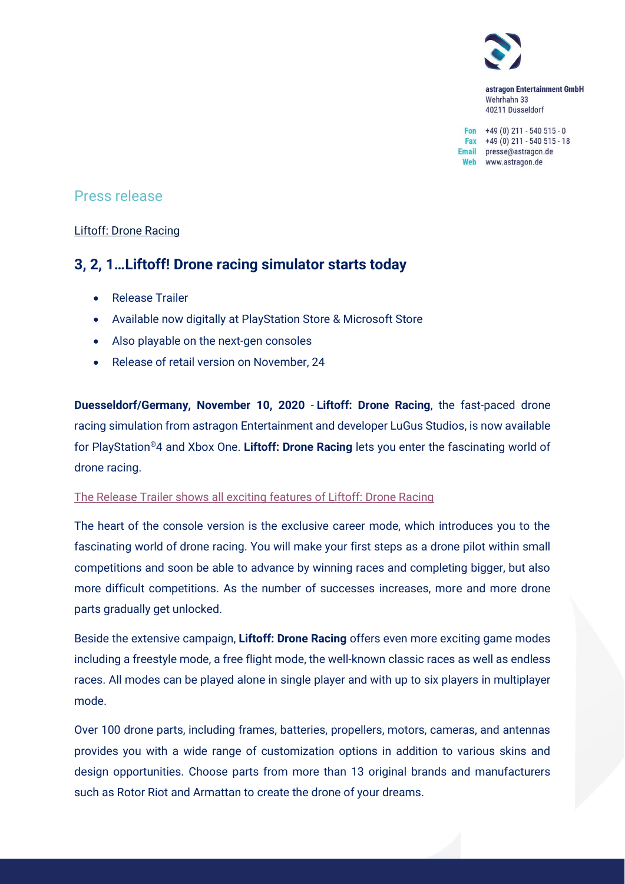astragon Entertainment GmbH
Wehrhahn 33
40211 Düsseldorf

Fon +49 (0) 211 - 540 515 - 0
Fax +49 (0) 211 - 540 515 - 18
Email presse@astragon.de
Web www.astragon.de

## Press release

Liftoff: Drone Racing

# 3, 2, 1…Liftoff! Drone racing simulator starts today

- Release Trailer
- Available now digitally at PlayStation Store & Microsoft Store
- Also playable on the next-gen consoles
- Release of retail version on November, 24

**Duesseldorf/Germany, November 10, 2020** - **Liftoff: Drone Racing**, the fast-paced drone racing simulation from astragon Entertainment and developer LuGus Studios, is now available for PlayStation®4 and Xbox One. **Liftoff: Drone Racing** lets you enter the fascinating world of drone racing.

The Release Trailer shows all exciting features of Liftoff: Drone Racing

The heart of the console version is the exclusive career mode, which introduces you to the fascinating world of drone racing. You will make your first steps as a drone pilot within small competitions and soon be able to advance by winning races and completing bigger, but also more difficult competitions. As the number of successes increases, more and more drone parts gradually get unlocked.

Beside the extensive campaign, **Liftoff: Drone Racing** offers even more exciting game modes including a freestyle mode, a free flight mode, the well-known classic races as well as endless races. All modes can be played alone in single player and with up to six players in multiplayer mode.

Over 100 drone parts, including frames, batteries, propellers, motors, cameras, and antennas provides you with a wide range of customization options in addition to various skins and design opportunities. Choose parts from more than 13 original brands and manufacturers such as Rotor Riot and Armattan to create the drone of your dreams.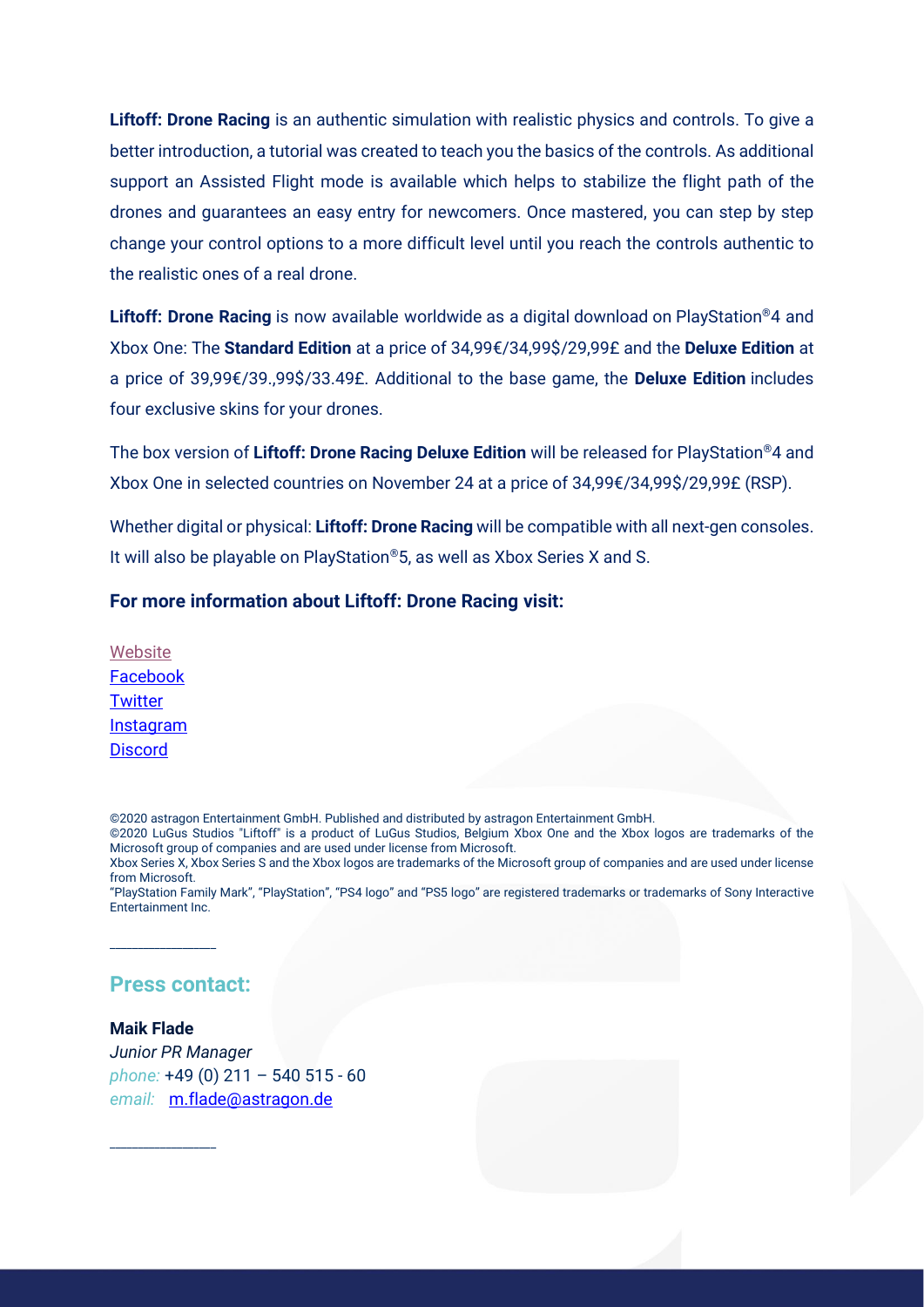**Liftoff: Drone Racing** is an authentic simulation with realistic physics and controls. To give a better introduction, a tutorial was created to teach you the basics of the controls. As additional support an Assisted Flight mode is available which helps to stabilize the flight path of the drones and guarantees an easy entry for newcomers. Once mastered, you can step by step change your control options to a more difficult level until you reach the controls authentic to the realistic ones of a real drone.

**Liftoff: Drone Racing** is now available worldwide as a digital download on PlayStation®4 and Xbox One: The **Standard Edition** at a price of 34,99€/34,99$/29,99£ and the **Deluxe Edition** at a price of 39,99€/39.,99$/33.49£. Additional to the base game, the **Deluxe Edition** includes four exclusive skins for your drones.

The box version of **Liftoff: Drone Racing Deluxe Edition** will be released for PlayStation®4 and Xbox One in selected countries on November 24 at a price of 34,99€/34,99$/29,99£ (RSP).

Whether digital or physical: **Liftoff: Drone Racing** will be compatible with all next-gen consoles. It will also be playable on PlayStation®5, as well as Xbox Series X and S.

**For more information about Liftoff: Drone Racing visit:**

Website
Facebook
Twitter
Instagram
Discord

©2020 astragon Entertainment GmbH. Published and distributed by astragon Entertainment GmbH.
©2020 LuGus Studios "Liftoff" is a product of LuGus Studios, Belgium Xbox One and the Xbox logos are trademarks of the Microsoft group of companies and are used under license from Microsoft.
Xbox Series X, Xbox Series S and the Xbox logos are trademarks of the Microsoft group of companies and are used under license from Microsoft.
"PlayStation Family Mark", "PlayStation", "PS4 logo" and "PS5 logo" are registered trademarks or trademarks of Sony Interactive Entertainment Inc.

## Press contact:

**Maik Flade**
*Junior PR Manager*
*phone:* +49 (0) 211 – 540 515 - 60
*email:* m.flade@astragon.de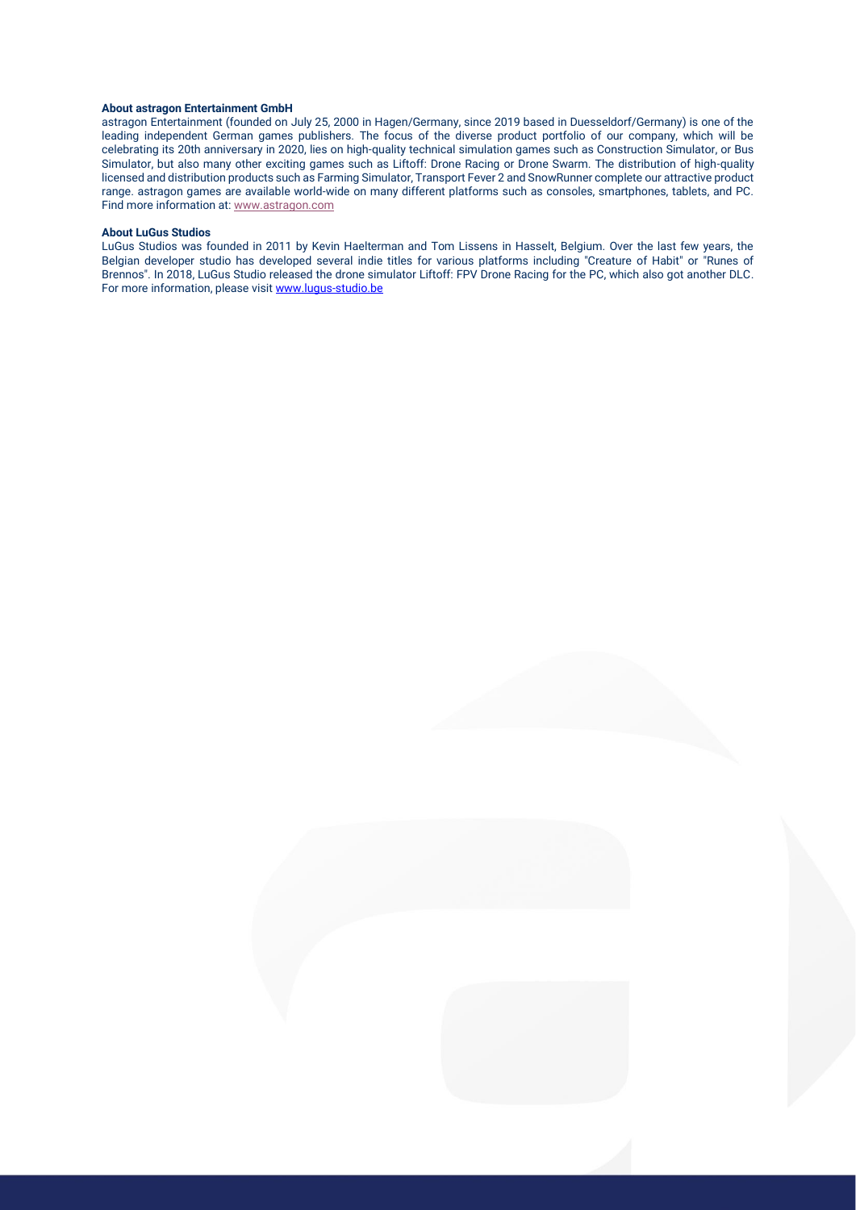**About astragon Entertainment GmbH**

astragon Entertainment (founded on July 25, 2000 in Hagen/Germany, since 2019 based in Duesseldorf/Germany) is one of the leading independent German games publishers. The focus of the diverse product portfolio of our company, which will be celebrating its 20th anniversary in 2020, lies on high-quality technical simulation games such as Construction Simulator, or Bus Simulator, but also many other exciting games such as Liftoff: Drone Racing or Drone Swarm. The distribution of high-quality licensed and distribution products such as Farming Simulator, Transport Fever 2 and SnowRunner complete our attractive product range. astragon games are available world-wide on many different platforms such as consoles, smartphones, tablets, and PC. Find more information at: [www.astragon.com](www.astragon.com)

**About LuGus Studios**

LuGus Studios was founded in 2011 by Kevin Haelterman and Tom Lissens in Hasselt, Belgium. Over the last few years, the Belgian developer studio has developed several indie titles for various platforms including "Creature of Habit" or "Runes of Brennos". In 2018, LuGus Studio released the drone simulator Liftoff: FPV Drone Racing for the PC, which also got another DLC. For more information, please visit [www.lugus-studio.be](www.lugus-studio.be)